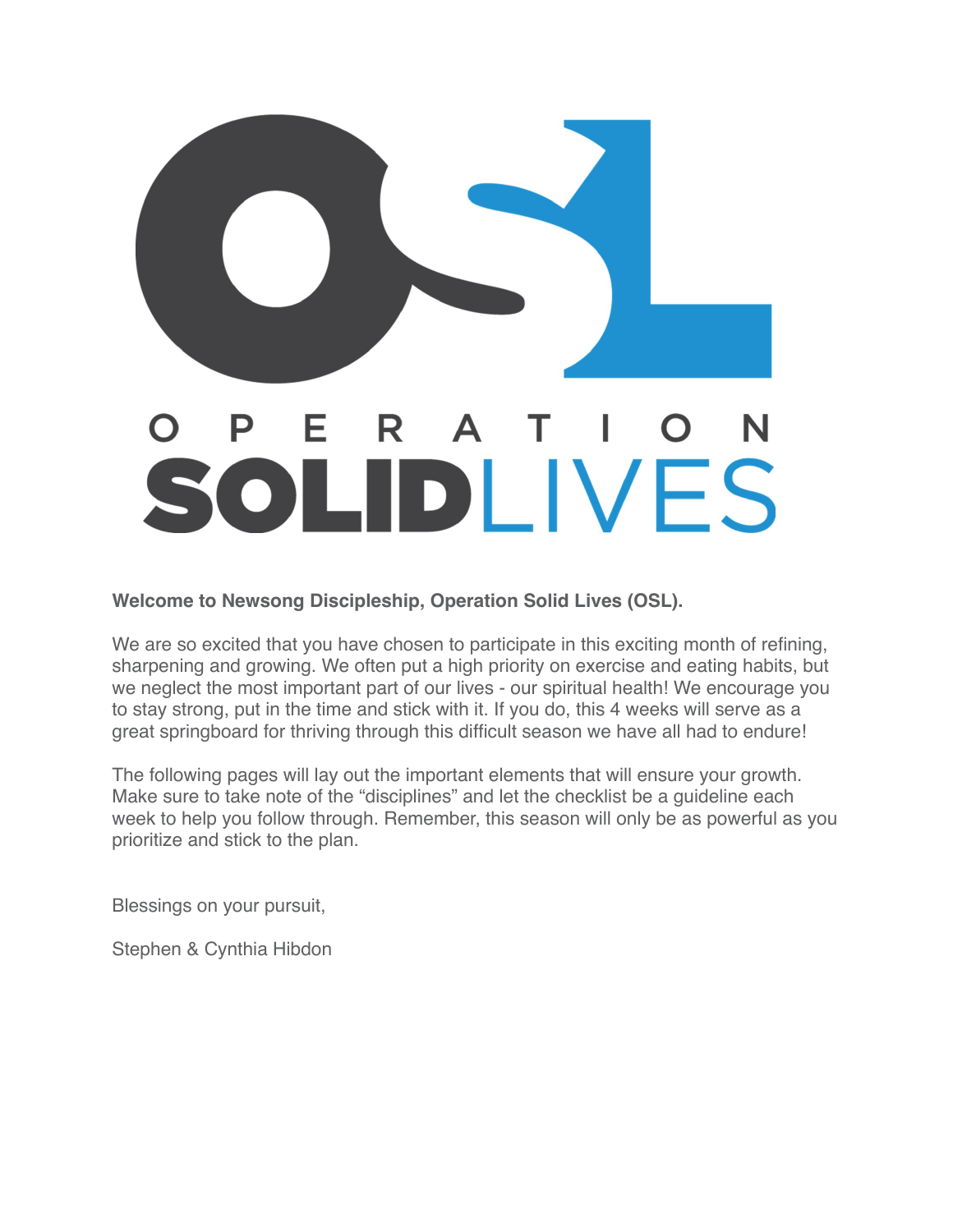# OPERATION SOLIDLIVES

**Welcome to Newsong Discipleship, Operation Solid Lives (OSL).**

We are so excited that you have chosen to participate in this exciting month of refining, sharpening and growing. We often put a high priority on exercise and eating habits, but we neglect the most important part of our lives - our spiritual health! We encourage you to stay strong, put in the time and stick with it. If you do, this 4 weeks will serve as a great springboard for thriving through this difficult season we have all had to endure!

The following pages will lay out the important elements that will ensure your growth. Make sure to take note of the "disciplines" and let the checklist be a guideline each week to help you follow through. Remember, this season will only be as powerful as you prioritize and stick to the plan.

Blessings on your pursuit,

Stephen & Cynthia Hibdon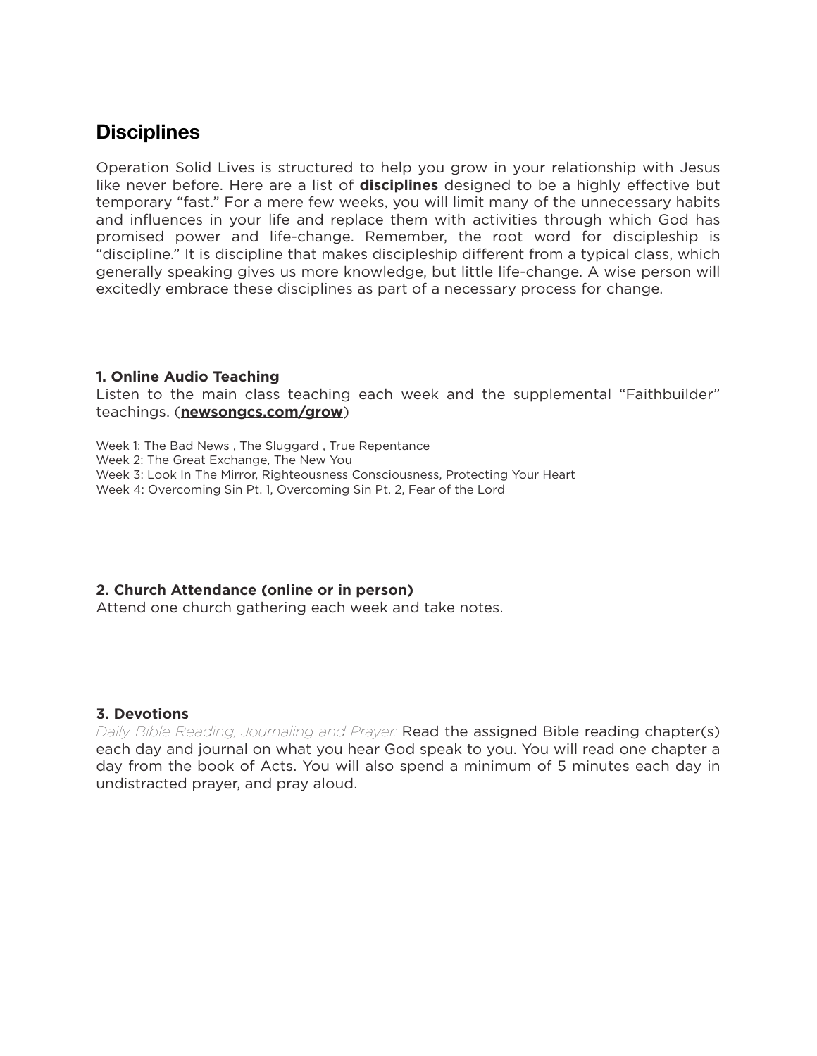## Disciplines

Operation Solid Lives is structured to help you grow in your relationship with Jesus like never before. Here are a list of **disciplines** designed to be a highly effective but temporary "fast." For a mere few weeks, you will limit many of the unnecessary habits and influences in your life and replace them with activities through which God has promised power and life-change. Remember, the root word for discipleship is "discipline." It is discipline that makes discipleship different from a typical class, which generally speaking gives us more knowledge, but little life-change. A wise person will excitedly embrace these disciplines as part of a necessary process for change.

**1. Online Audio Teaching**
Listen to the main class teaching each week and the supplemental "Faithbuilder" teachings. (**newsongcs.com/grow**)

Week 1: The Bad News , The Sluggard , True Repentance
Week 2: The Great Exchange, The New You
Week 3: Look In The Mirror, Righteousness Consciousness, Protecting Your Heart
Week 4: Overcoming Sin Pt. 1, Overcoming Sin Pt. 2, Fear of the Lord

**2. Church Attendance (online or in person)**
Attend one church gathering each week and take notes.

**3. Devotions**
*Daily Bible Reading, Journaling and Prayer:* Read the assigned Bible reading chapter(s) each day and journal on what you hear God speak to you. You will read one chapter a day from the book of Acts. You will also spend a minimum of 5 minutes each day in undistracted prayer, and pray aloud.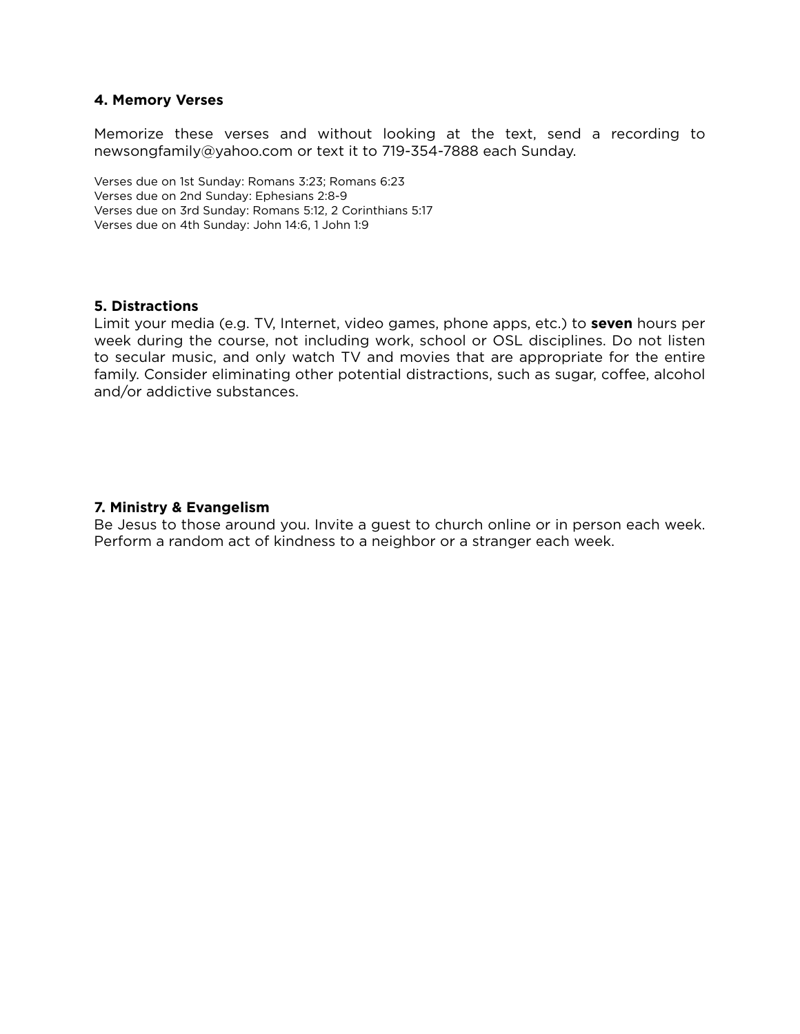**4. Memory Verses**

Memorize these verses and without looking at the text, send a recording to newsongfamily@yahoo.com or text it to 719-354-7888 each Sunday.

Verses due on 1st Sunday: Romans 3:23; Romans 6:23
Verses due on 2nd Sunday: Ephesians 2:8-9
Verses due on 3rd Sunday: Romans 5:12, 2 Corinthians 5:17
Verses due on 4th Sunday: John 14:6, 1 John 1:9

**5. Distractions**

Limit your media (e.g. TV, Internet, video games, phone apps, etc.) to **seven** hours per week during the course, not including work, school or OSL disciplines. Do not listen to secular music, and only watch TV and movies that are appropriate for the entire family. Consider eliminating other potential distractions, such as sugar, coffee, alcohol and/or addictive substances.

**7. Ministry & Evangelism**

Be Jesus to those around you. Invite a guest to church online or in person each week. Perform a random act of kindness to a neighbor or a stranger each week.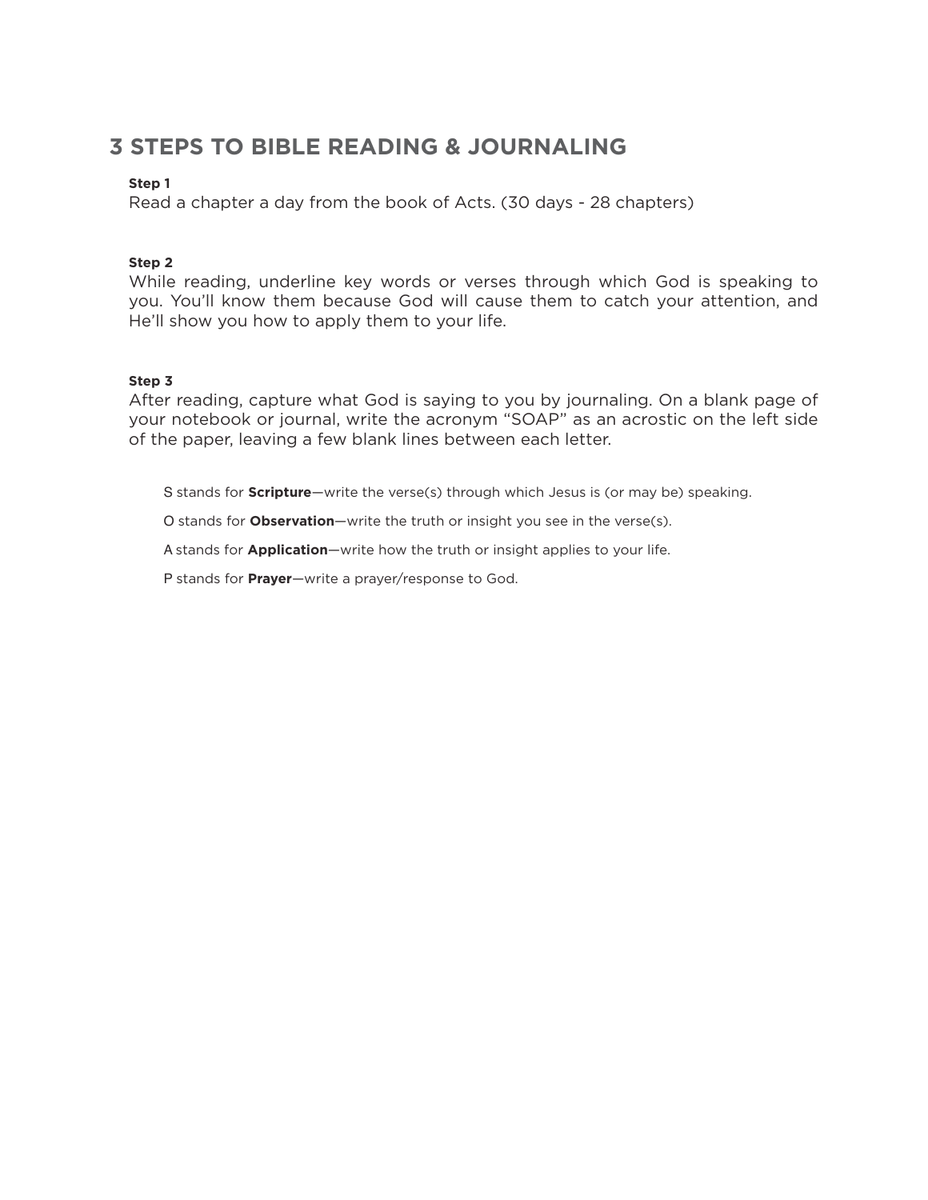## 3 STEPS TO BIBLE READING & JOURNALING

**Step 1**

Read a chapter a day from the book of Acts. (30 days - 28 chapters)

**Step 2**

While reading, underline key words or verses through which God is speaking to you. You'll know them because God will cause them to catch your attention, and He'll show you how to apply them to your life.

**Step 3**

After reading, capture what God is saying to you by journaling. On a blank page of your notebook or journal, write the acronym "SOAP" as an acrostic on the left side of the paper, leaving a few blank lines between each letter.

S stands for **Scripture**—write the verse(s) through which Jesus is (or may be) speaking.

O stands for **Observation**—write the truth or insight you see in the verse(s).

A stands for **Application**—write how the truth or insight applies to your life.

P stands for **Prayer**—write a prayer/response to God.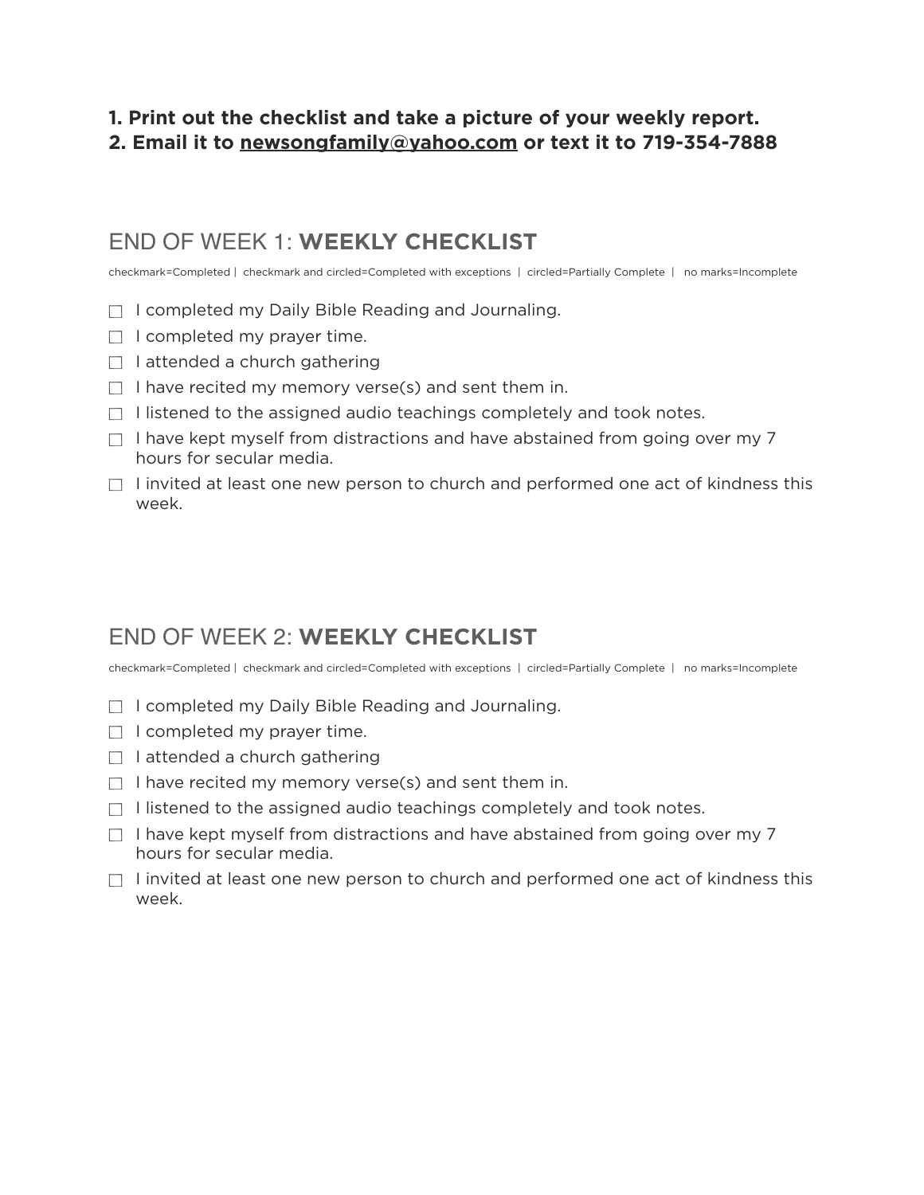**1. Print out the checklist and take a picture of your weekly report.**
**2. Email it to newsongfamily@yahoo.com or text it to 719-354-7888**

## END OF WEEK 1: **WEEKLY CHECKLIST**

checkmark=Completed | checkmark and circled=Completed with exceptions | circled=Partially Complete | no marks=Incomplete

- ☐ I completed my Daily Bible Reading and Journaling.
- ☐ I completed my prayer time.
- ☐ I attended a church gathering
- ☐ I have recited my memory verse(s) and sent them in.
- ☐ I listened to the assigned audio teachings completely and took notes.
- ☐ I have kept myself from distractions and have abstained from going over my 7 hours for secular media.
- ☐ I invited at least one new person to church and performed one act of kindness this week.

## END OF WEEK 2: **WEEKLY CHECKLIST**

checkmark=Completed | checkmark and circled=Completed with exceptions | circled=Partially Complete | no marks=Incomplete

- ☐ I completed my Daily Bible Reading and Journaling.
- ☐ I completed my prayer time.
- ☐ I attended a church gathering
- ☐ I have recited my memory verse(s) and sent them in.
- ☐ I listened to the assigned audio teachings completely and took notes.
- ☐ I have kept myself from distractions and have abstained from going over my 7 hours for secular media.
- ☐ I invited at least one new person to church and performed one act of kindness this week.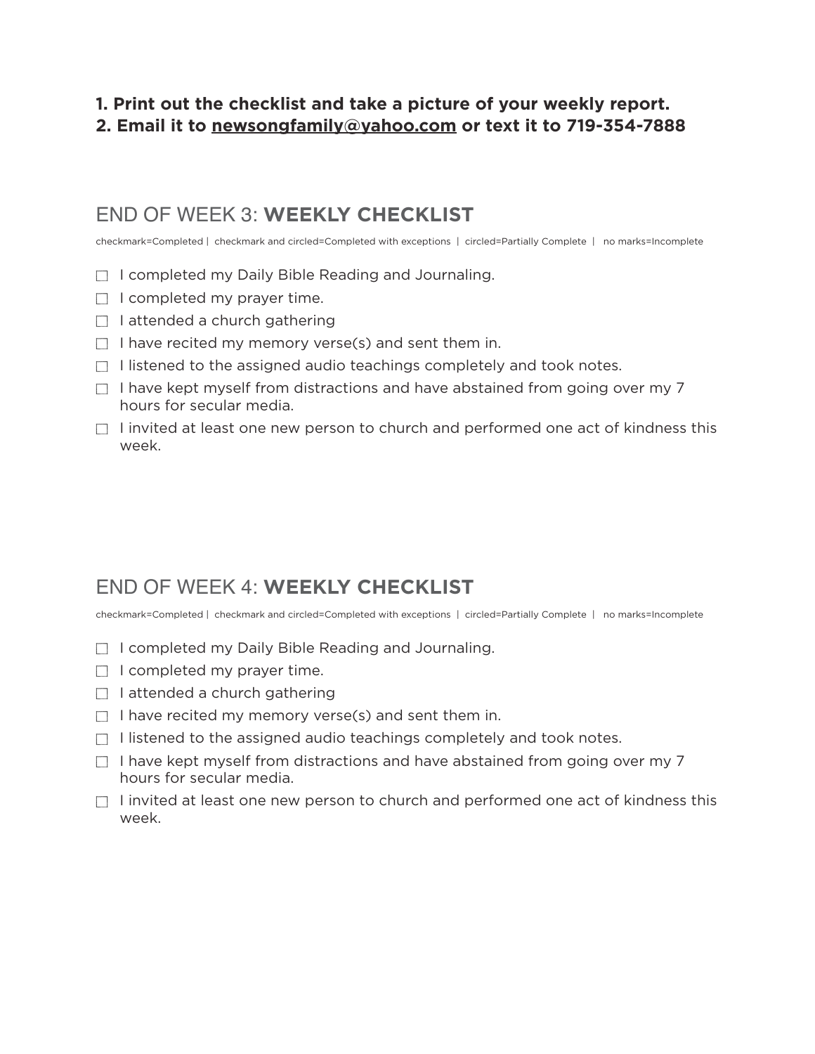**1. Print out the checklist and take a picture of your weekly report.**
**2. Email it to newsongfamily@yahoo.com or text it to 719-354-7888**

## END OF WEEK 3: **WEEKLY CHECKLIST**

checkmark=Completed | checkmark and circled=Completed with exceptions | circled=Partially Complete | no marks=Incomplete

- ☐ I completed my Daily Bible Reading and Journaling.
- ☐ I completed my prayer time.
- ☐ I attended a church gathering
- ☐ I have recited my memory verse(s) and sent them in.
- ☐ I listened to the assigned audio teachings completely and took notes.
- ☐ I have kept myself from distractions and have abstained from going over my 7 hours for secular media.
- ☐ I invited at least one new person to church and performed one act of kindness this week.

## END OF WEEK 4: **WEEKLY CHECKLIST**

checkmark=Completed | checkmark and circled=Completed with exceptions | circled=Partially Complete | no marks=Incomplete

- ☐ I completed my Daily Bible Reading and Journaling.
- ☐ I completed my prayer time.
- ☐ I attended a church gathering
- ☐ I have recited my memory verse(s) and sent them in.
- ☐ I listened to the assigned audio teachings completely and took notes.
- ☐ I have kept myself from distractions and have abstained from going over my 7 hours for secular media.
- ☐ I invited at least one new person to church and performed one act of kindness this week.